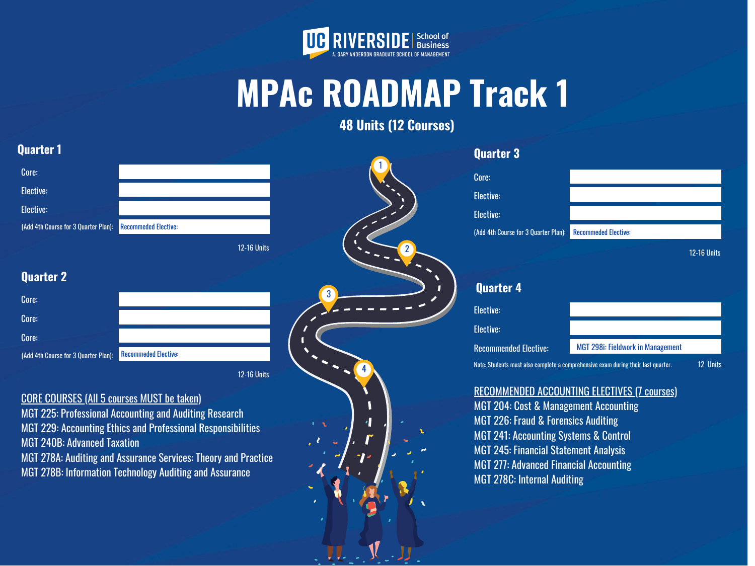UC RIVERSIDE School of Business
A. GARY ANDERSON GRADUATE SCHOOL OF MANAGEMENT

# MPAc ROADMAP Track 1

**48 Units (12 Courses)**

## Quarter 1

| | |
|---|---|
| Core: | |
| Elective: | |
| Elective: | |
| (Add 4th Course for 3 Quarter Plan): | Recommeded Elective: |

12-16 Units

## Quarter 2

| | |
|---|---|
| Core: | |
| Core: | |
| Core: | |
| (Add 4th Course for 3 Quarter Plan): | Recommeded Elective: |

12-16 Units

## Quarter 3

| | |
|---|---|
| Core: | |
| Elective: | |
| Elective: | |
| (Add 4th Course for 3 Quarter Plan): | Recommeded Elective: |

12-16 Units

## Quarter 4

| | |
|---|---|
| Elective: | |
| Elective: | |
| Recommended Elective: | MGT 298i: Fieldwork in Management |

Note: Students must also complete a comprehensive exam during their last quarter.

12 Units

## CORE COURSES (All 5 courses MUST be taken)

- MGT 225: Professional Accounting and Auditing Research
- MGT 229: Accounting Ethics and Professional Responsibilities
- MGT 240B: Advanced Taxation
- MGT 278A: Auditing and Assurance Services: Theory and Practice
- MGT 278B: Information Technology Auditing and Assurance

## RECOMMENDED ACCOUNTING ELECTIVES (7 courses)

- MGT 204: Cost & Management Accounting
- MGT 226: Fraud & Forensics Auditing
- MGT 241: Accounting Systems & Control
- MGT 245: Financial Statement Analysis
- MGT 277: Advanced Financial Accounting
- MGT 278C: Internal Auditing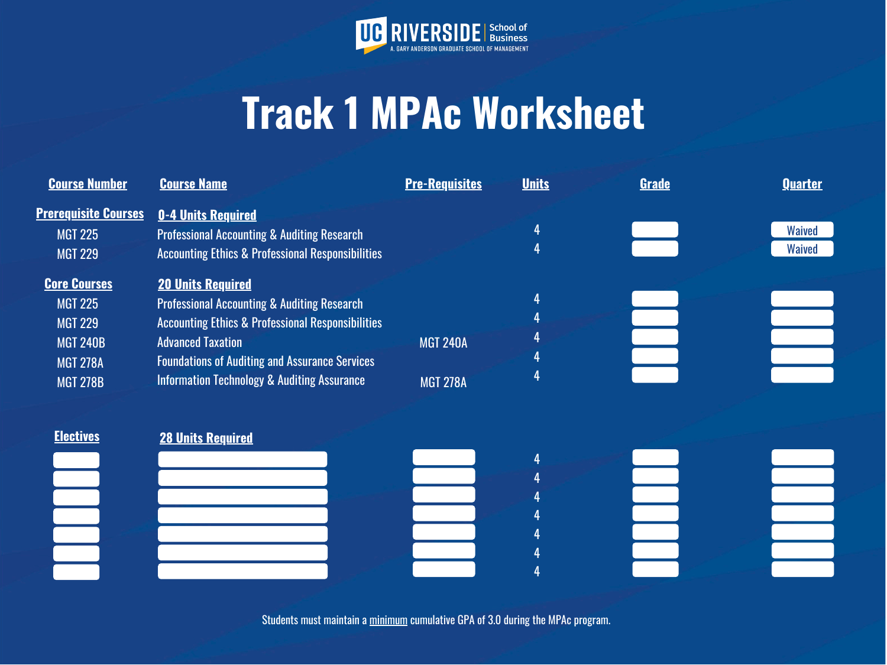UC RIVERSIDE School of Business
A. GARY ANDERSON GRADUATE SCHOOL OF MANAGEMENT

# Track 1 MPAc Worksheet

| Course Number | Course Name | Pre-Requisites | Units | Grade | Quarter |
|---|---|---|---|---|---|
| **Prerequisite Courses** | **0-4 Units Required** | | | | |
| MGT 225 | Professional Accounting & Auditing Research | | 4 | | Waived |
| MGT 229 | Accounting Ethics & Professional Responsibilities | | 4 | | Waived |
| **Core Courses** | **20 Units Required** | | | | |
| MGT 225 | Professional Accounting & Auditing Research | | 4 | | |
| MGT 229 | Accounting Ethics & Professional Responsibilities | | 4 | | |
| MGT 240B | Advanced Taxation | MGT 240A | 4 | | |
| MGT 278A | Foundations of Auditing and Assurance Services | | 4 | | |
| MGT 278B | Information Technology & Auditing Assurance | MGT 278A | 4 | | |
| **Electives** | **28 Units Required** | | | | |
| | | | 4 | | |
| | | | 4 | | |
| | | | 4 | | |
| | | | 4 | | |
| | | | 4 | | |
| | | | 4 | | |
| | | | 4 | | |

Students must maintain a minimum cumulative GPA of 3.0 during the MPAc program.